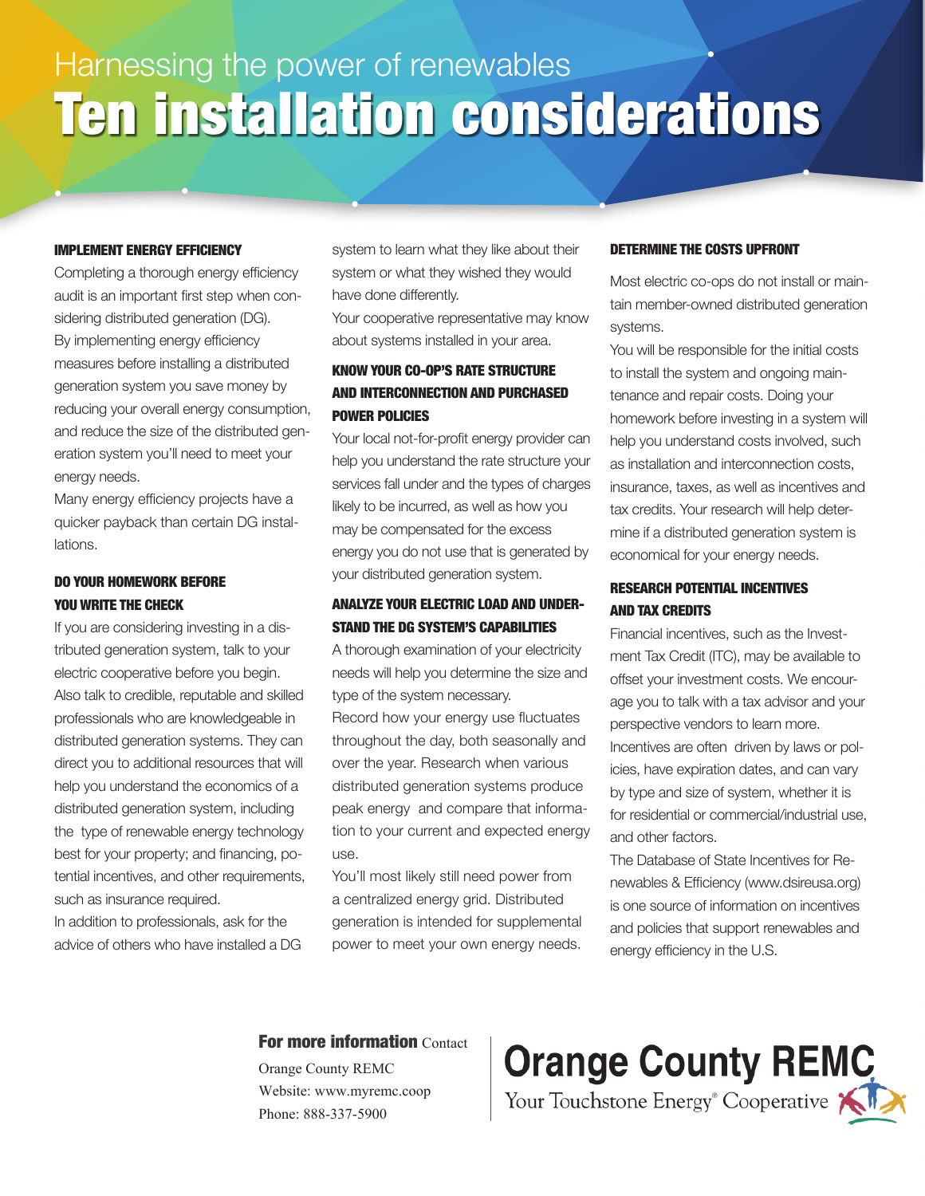Harnessing the power of renewables

# Ten installation considerations

### IMPLEMENT ENERGY EFFICIENCY

Completing a thorough energy efficiency audit is an important first step when considering distributed generation (DG).

By implementing energy efficiency measures before installing a distributed generation system you save money by reducing your overall energy consumption, and reduce the size of the distributed generation system you'll need to meet your energy needs.

Many energy efficiency projects have a quicker payback than certain DG installations.

### DO YOUR HOMEWORK BEFORE YOU WRITE THE CHECK

If you are considering investing in a distributed generation system, talk to your electric cooperative before you begin. Also talk to credible, reputable and skilled professionals who are knowledgeable in distributed generation systems. They can direct you to additional resources that will help you understand the economics of a distributed generation system, including the type of renewable energy technology best for your property; and financing, potential incentives, and other requirements, such as insurance required.

In addition to professionals, ask for the advice of others who have installed a DG system to learn what they like about their system or what they wished they would have done differently.

Your cooperative representative may know about systems installed in your area.

### KNOW YOUR CO-OP'S RATE STRUCTURE AND INTERCONNECTION AND PURCHASED POWER POLICIES

Your local not-for-profit energy provider can help you understand the rate structure your services fall under and the types of charges likely to be incurred, as well as how you may be compensated for the excess energy you do not use that is generated by your distributed generation system.

### ANALYZE YOUR ELECTRIC LOAD AND UNDERSTAND THE DG SYSTEM'S CAPABILITIES

A thorough examination of your electricity needs will help you determine the size and type of the system necessary.

Record how your energy use fluctuates throughout the day, both seasonally and over the year. Research when various distributed generation systems produce peak energy and compare that information to your current and expected energy use.

You'll most likely still need power from a centralized energy grid. Distributed generation is intended for supplemental power to meet your own energy needs.

### DETERMINE THE COSTS UPFRONT

Most electric co-ops do not install or maintain member-owned distributed generation systems.

You will be responsible for the initial costs to install the system and ongoing maintenance and repair costs. Doing your homework before investing in a system will help you understand costs involved, such as installation and interconnection costs, insurance, taxes, as well as incentives and tax credits. Your research will help determine if a distributed generation system is economical for your energy needs.

### RESEARCH POTENTIAL INCENTIVES AND TAX CREDITS

Financial incentives, such as the Investment Tax Credit (ITC), may be available to offset your investment costs. We encourage you to talk with a tax advisor and your perspective vendors to learn more.

Incentives are often driven by laws or policies, have expiration dates, and can vary by type and size of system, whether it is for residential or commercial/industrial use, and other factors.

The Database of State Incentives for Renewables & Efficiency (www.dsireusa.org) is one source of information on incentives and policies that support renewables and energy efficiency in the U.S.

**For more information** Contact
Orange County REMC
Website: www.myremc.coop
Phone: 888-337-5900

**Orange County REMC**
Your Touchstone Energy® Cooperative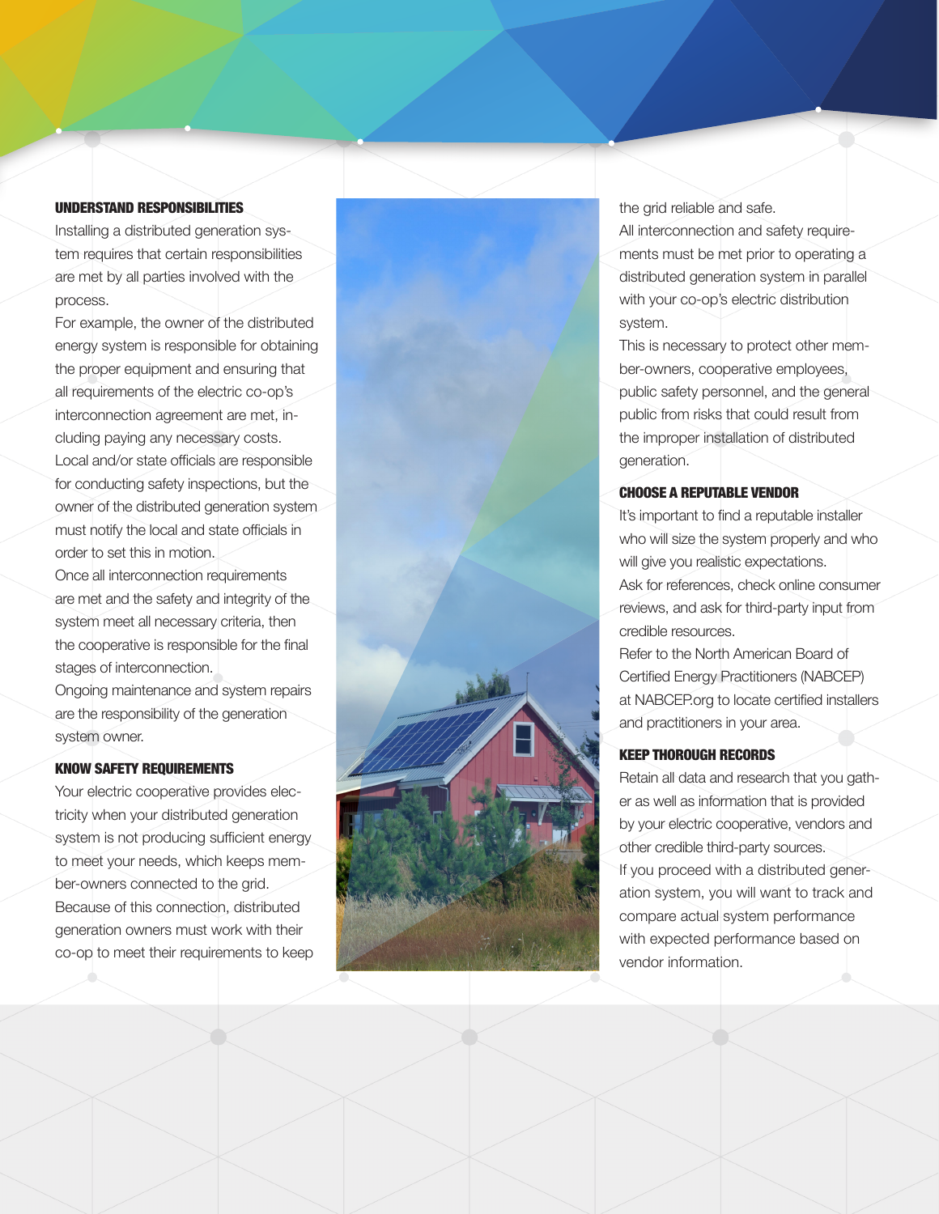## UNDERSTAND RESPONSIBILITIES

Installing a distributed generation system requires that certain responsibilities are met by all parties involved with the process.

For example, the owner of the distributed energy system is responsible for obtaining the proper equipment and ensuring that all requirements of the electric co-op's interconnection agreement are met, including paying any necessary costs.

Local and/or state officials are responsible for conducting safety inspections, but the owner of the distributed generation system must notify the local and state officials in order to set this in motion.

Once all interconnection requirements are met and the safety and integrity of the system meet all necessary criteria, then the cooperative is responsible for the final stages of interconnection.

Ongoing maintenance and system repairs are the responsibility of the generation system owner.

## KNOW SAFETY REQUIREMENTS

Your electric cooperative provides electricity when your distributed generation system is not producing sufficient energy to meet your needs, which keeps member-owners connected to the grid.

Because of this connection, distributed generation owners must work with their co-op to meet their requirements to keep the grid reliable and safe.

All interconnection and safety requirements must be met prior to operating a distributed generation system in parallel with your co-op's electric distribution system.

This is necessary to protect other member-owners, cooperative employees, public safety personnel, and the general public from risks that could result from the improper installation of distributed generation.

## CHOOSE A REPUTABLE VENDOR

It's important to find a reputable installer who will size the system properly and who will give you realistic expectations.

Ask for references, check online consumer reviews, and ask for third-party input from credible resources.

Refer to the North American Board of Certified Energy Practitioners (NABCEP) at NABCEP.org to locate certified installers and practitioners in your area.

## KEEP THOROUGH RECORDS

Retain all data and research that you gather as well as information that is provided by your electric cooperative, vendors and other credible third-party sources.

If you proceed with a distributed generation system, you will want to track and compare actual system performance with expected performance based on vendor information.